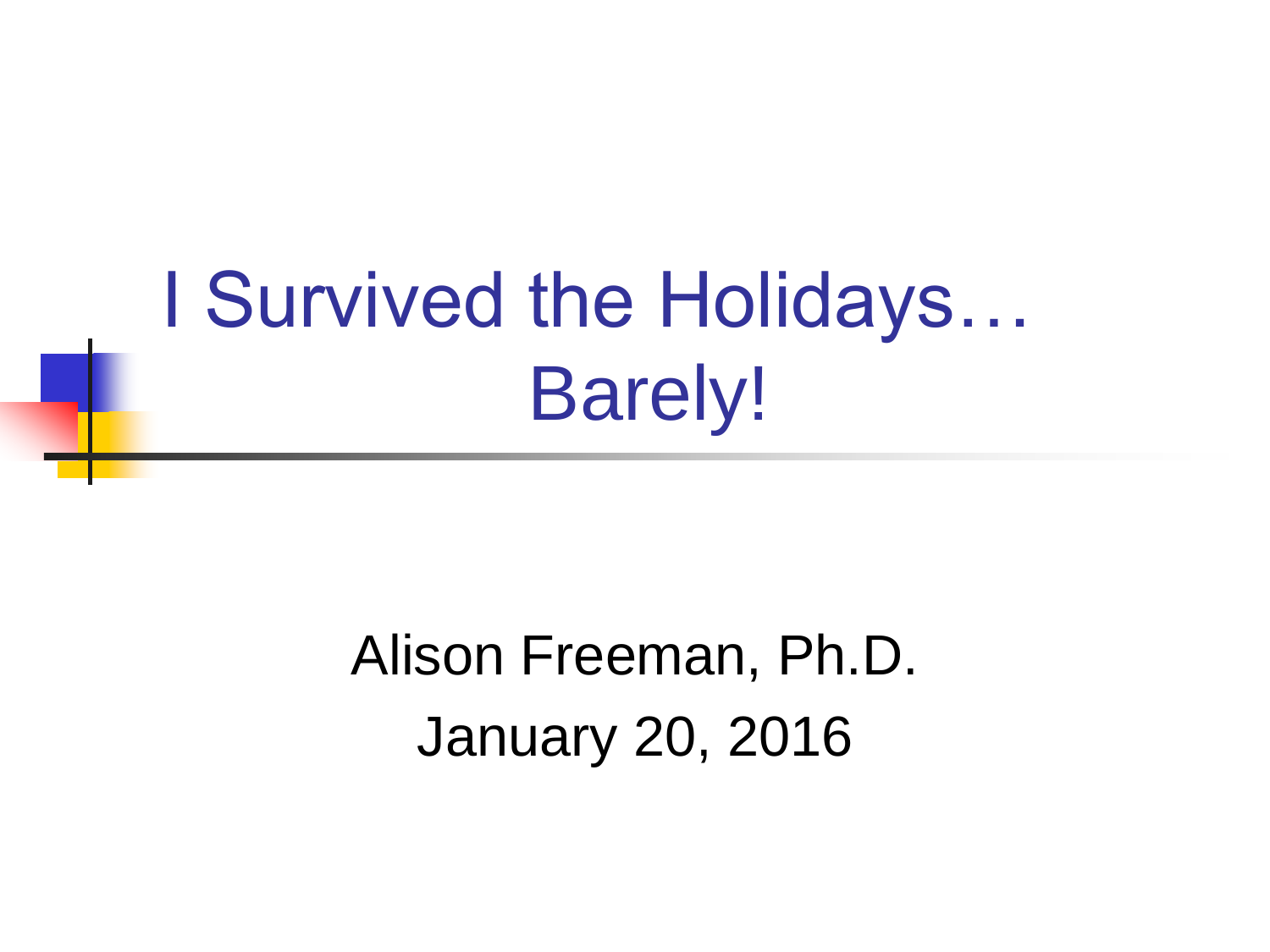# I Survived the Holidays… Barely!

Alison Freeman, Ph.D.

January 20, 2016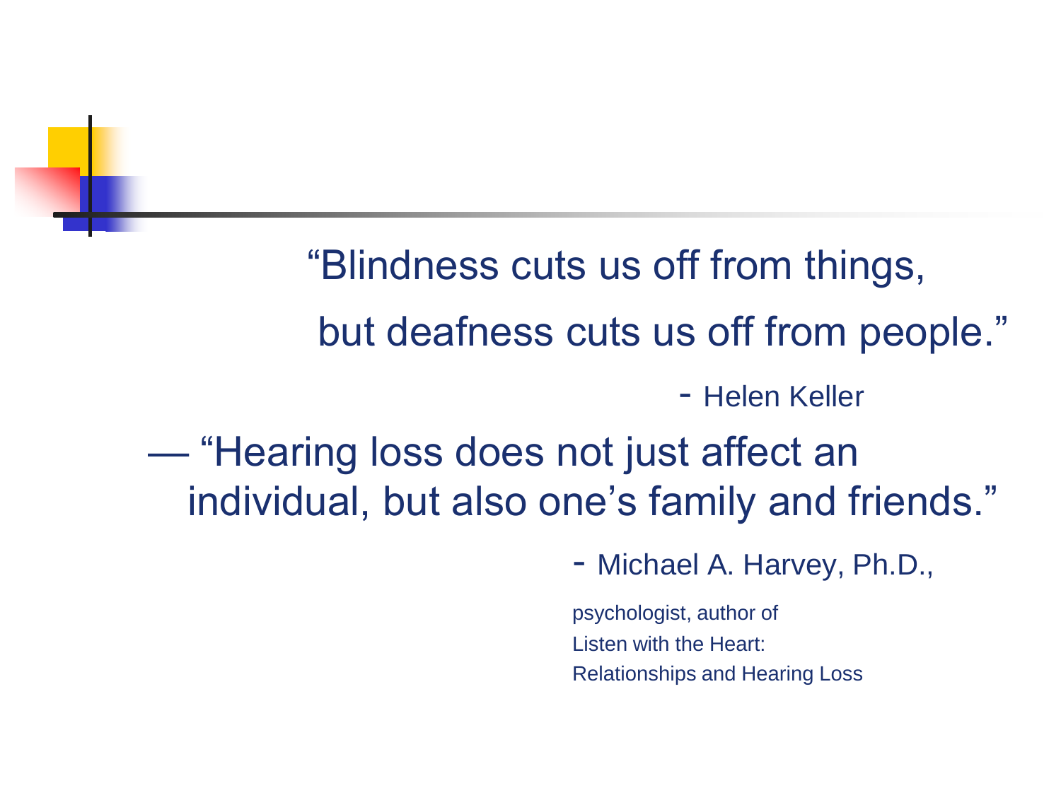"Blindness cuts us off from things,

but deafness cuts us off from people."

\- Helen Keller

— "Hearing loss does not just affect an individual, but also one's family and friends."

\- Michael A. Harvey, Ph.D.,

psychologist, author of
Listen with the Heart:
Relationships and Hearing Loss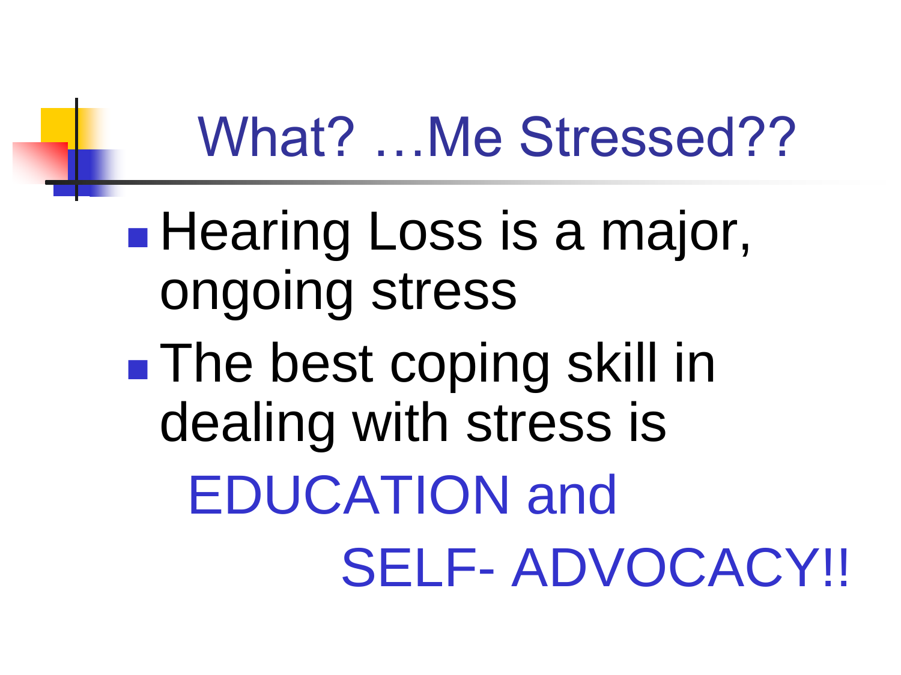# What? …Me Stressed??

- Hearing Loss is a major, ongoing stress
- The best coping skill in dealing with stress is

  EDUCATION and

  SELF- ADVOCACY!!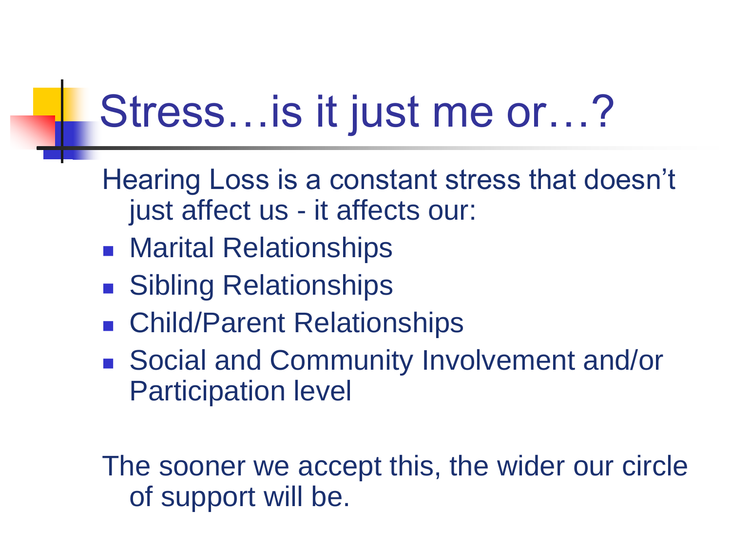# Stress…is it just me or…?

Hearing Loss is a constant stress that doesn't just affect us - it affects our:

- Marital Relationships
- Sibling Relationships
- Child/Parent Relationships
- Social and Community Involvement and/or Participation level

The sooner we accept this, the wider our circle of support will be.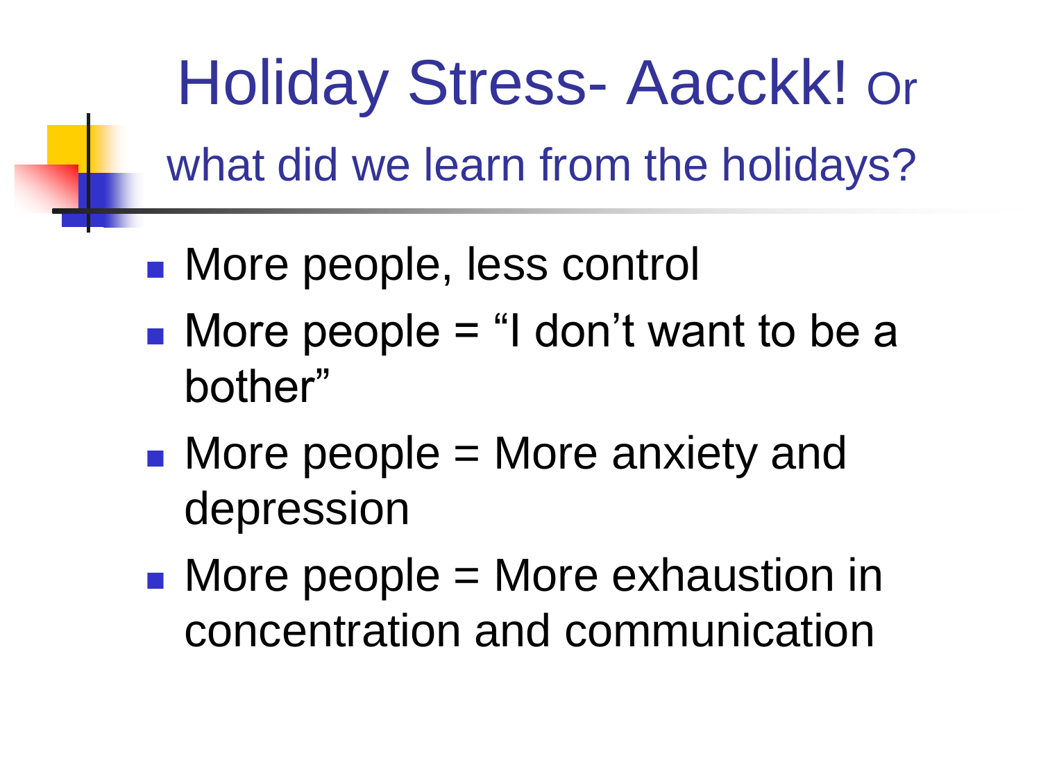# Holiday Stress- Aacckk! Or what did we learn from the holidays?

- More people, less control
- More people = "I don't want to be a bother"
- More people = More anxiety and depression
- More people = More exhaustion in concentration and communication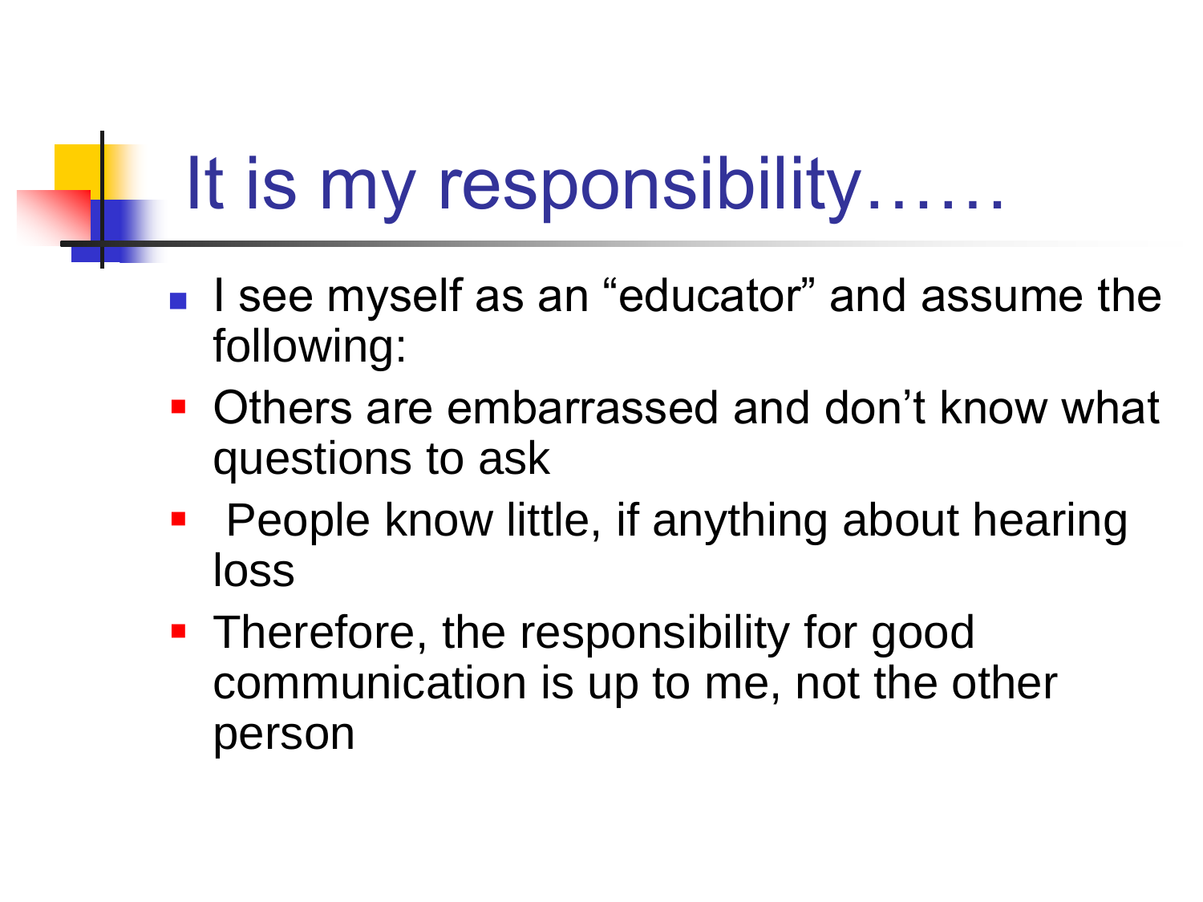# It is my responsibility……

- I see myself as an “educator” and assume the following:
- Others are embarrassed and don’t know what questions to ask
- People know little, if anything about hearing loss
- Therefore, the responsibility for good communication is up to me, not the other person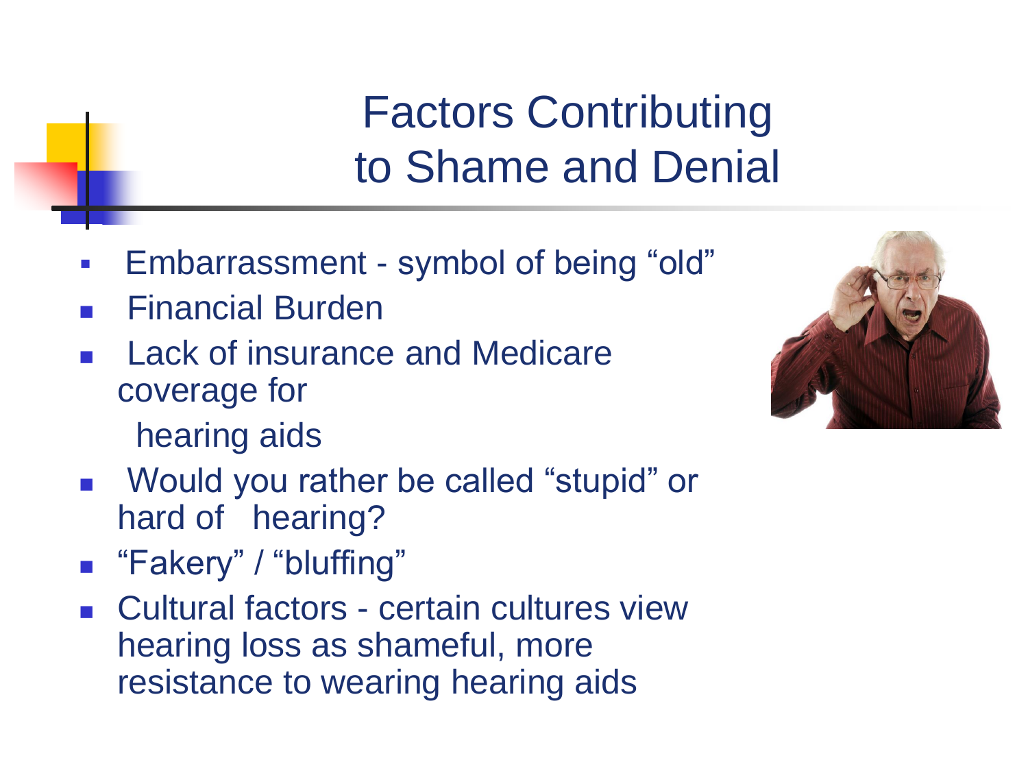# Factors Contributing to Shame and Denial

- Embarrassment - symbol of being "old"
- Financial Burden
- Lack of insurance and Medicare coverage for hearing aids
- Would you rather be called "stupid" or hard of hearing?
- "Fakery" / "bluffing"
- Cultural factors - certain cultures view hearing loss as shameful, more resistance to wearing hearing aids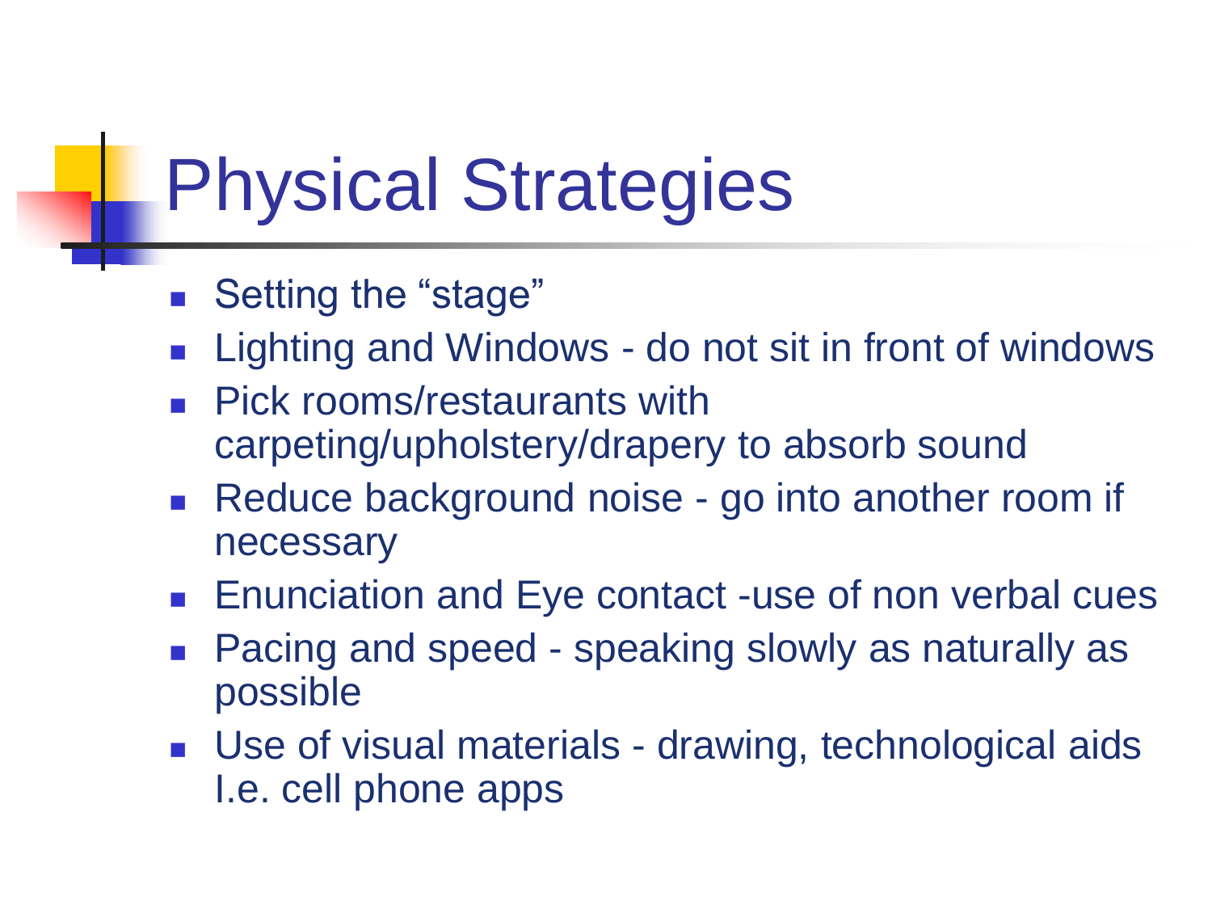# Physical Strategies

- Setting the "stage"
- Lighting and Windows - do not sit in front of windows
- Pick rooms/restaurants with carpeting/upholstery/drapery to absorb sound
- Reduce background noise - go into another room if necessary
- Enunciation and Eye contact -use of non verbal cues
- Pacing and speed - speaking slowly as naturally as possible
- Use of visual materials - drawing, technological aids I.e. cell phone apps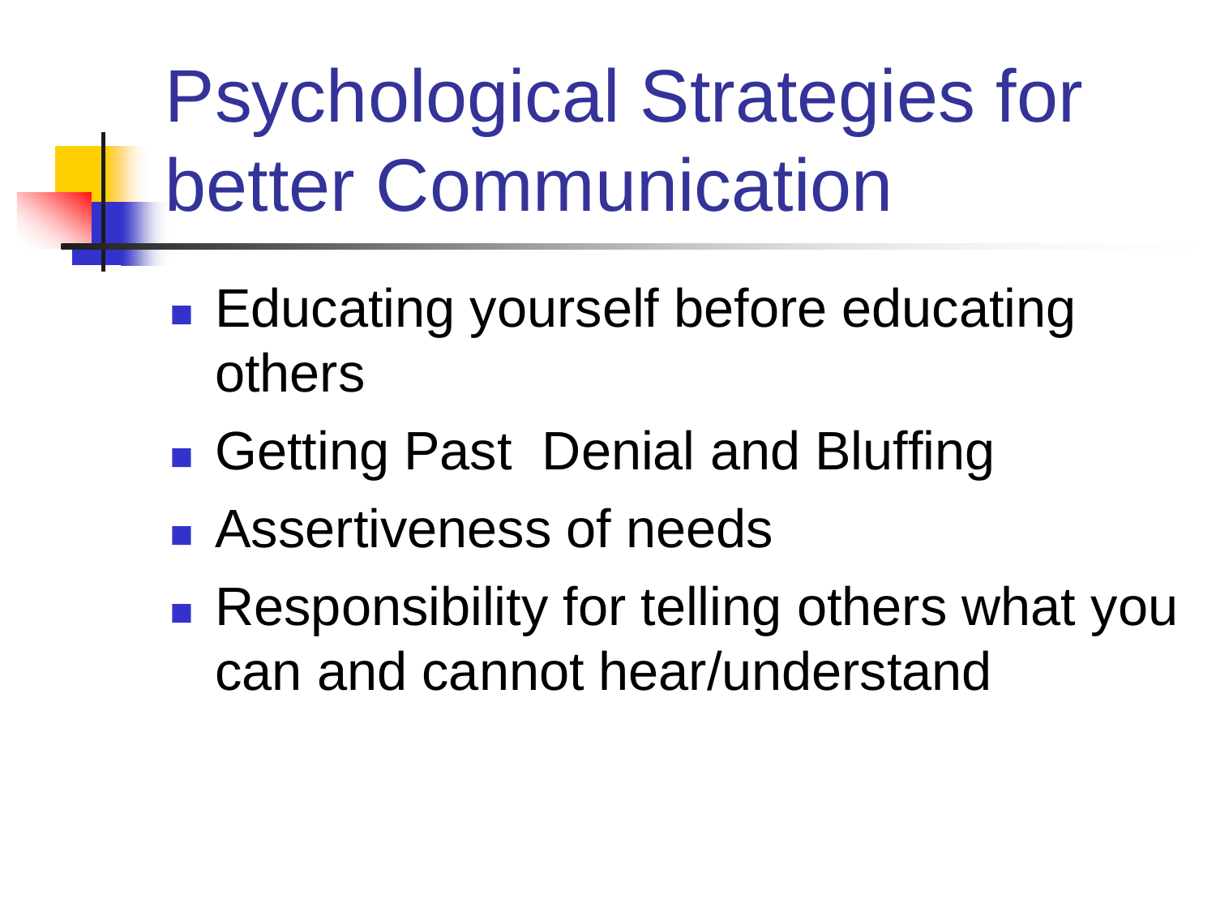# Psychological Strategies for better Communication

- Educating yourself before educating others
- Getting Past  Denial and Bluffing
- Assertiveness of needs
- Responsibility for telling others what you can and cannot hear/understand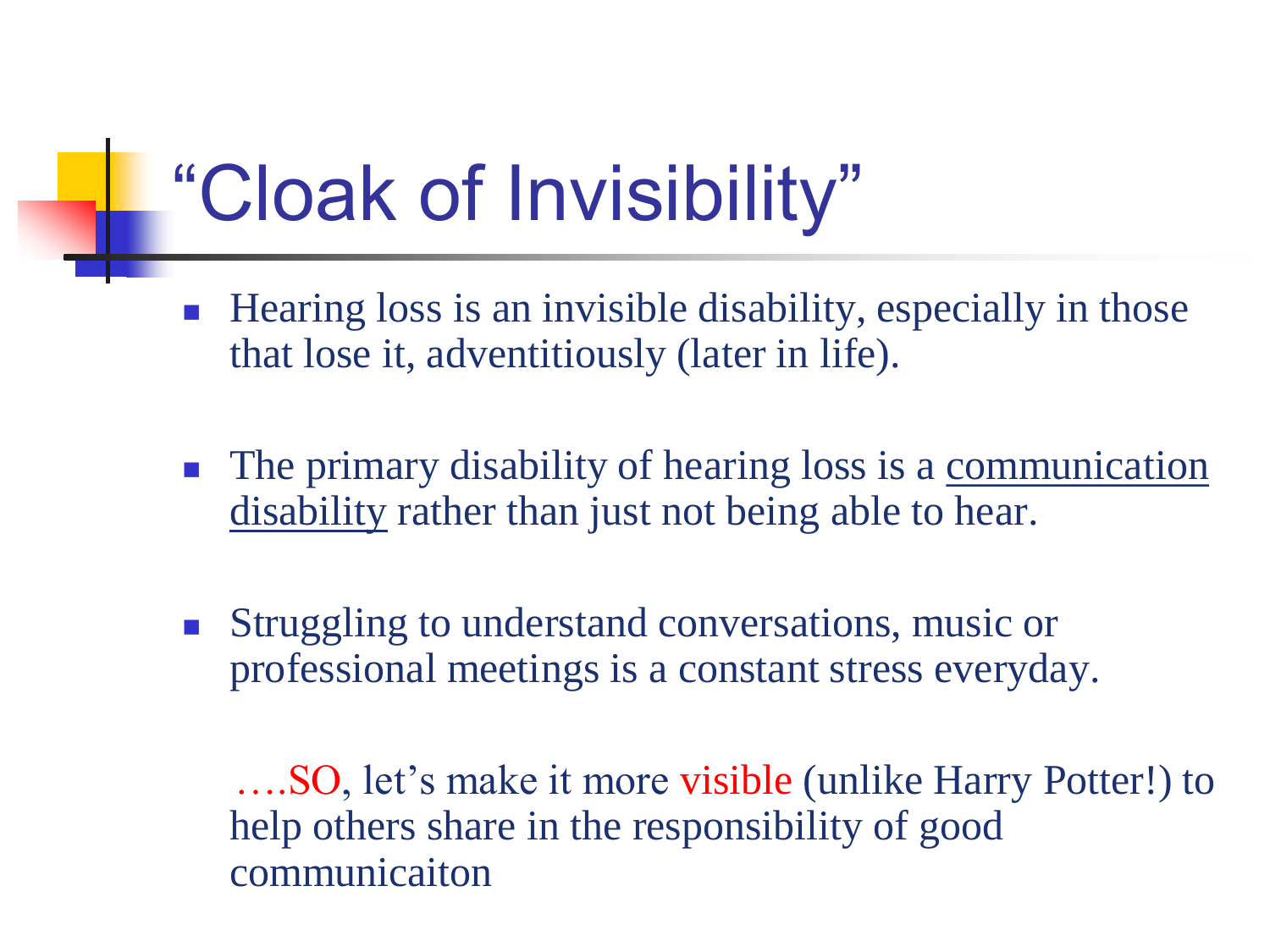# "Cloak of Invisibility"

- Hearing loss is an invisible disability, especially in those that lose it, adventitiously (later in life).
- The primary disability of hearing loss is a <u>communication disability</u> rather than just not being able to hear.
- Struggling to understand conversations, music or professional meetings is a constant stress everyday.

….SO, let's make it more visible (unlike Harry Potter!) to help others share in the responsibility of good communicaiton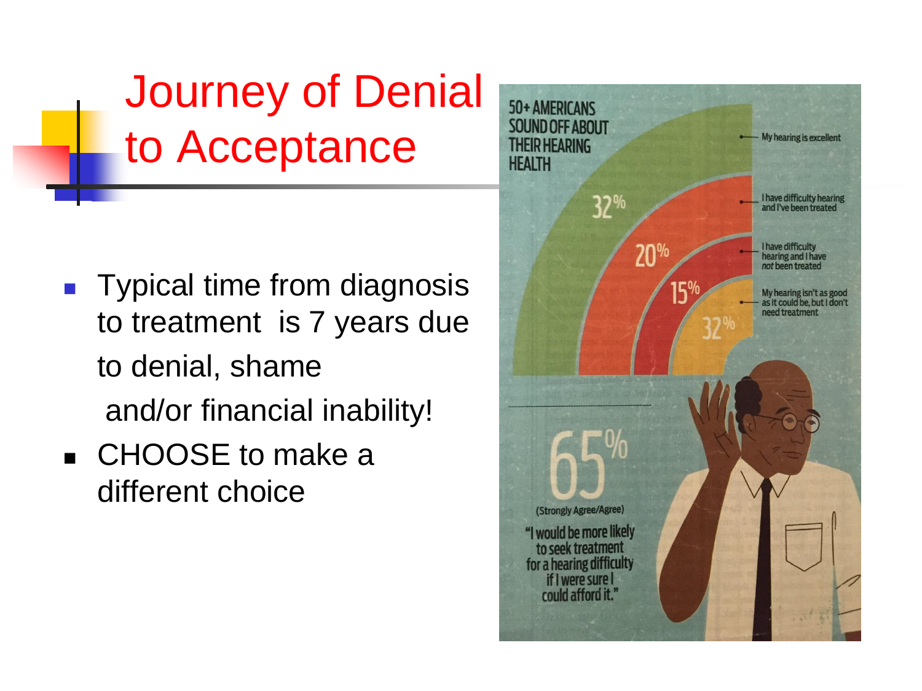# Journey of Denial to Acceptance

- Typical time from diagnosis to treatment is 7 years due to denial, shame and/or financial inability!
- CHOOSE to make a different choice

50+ AMERICANS SOUND OFF ABOUT THEIR HEARING HEALTH

- 32% — My hearing is excellent
- 20% — I have difficulty hearing and I've been treated
- 15% — I have difficulty hearing and I have *not* been treated
- 32% — My hearing isn't as good as it could be, but I don't need treatment

65% (Strongly Agree/Agree)

"I would be more likely to seek treatment for a hearing difficulty if I were sure I could afford it."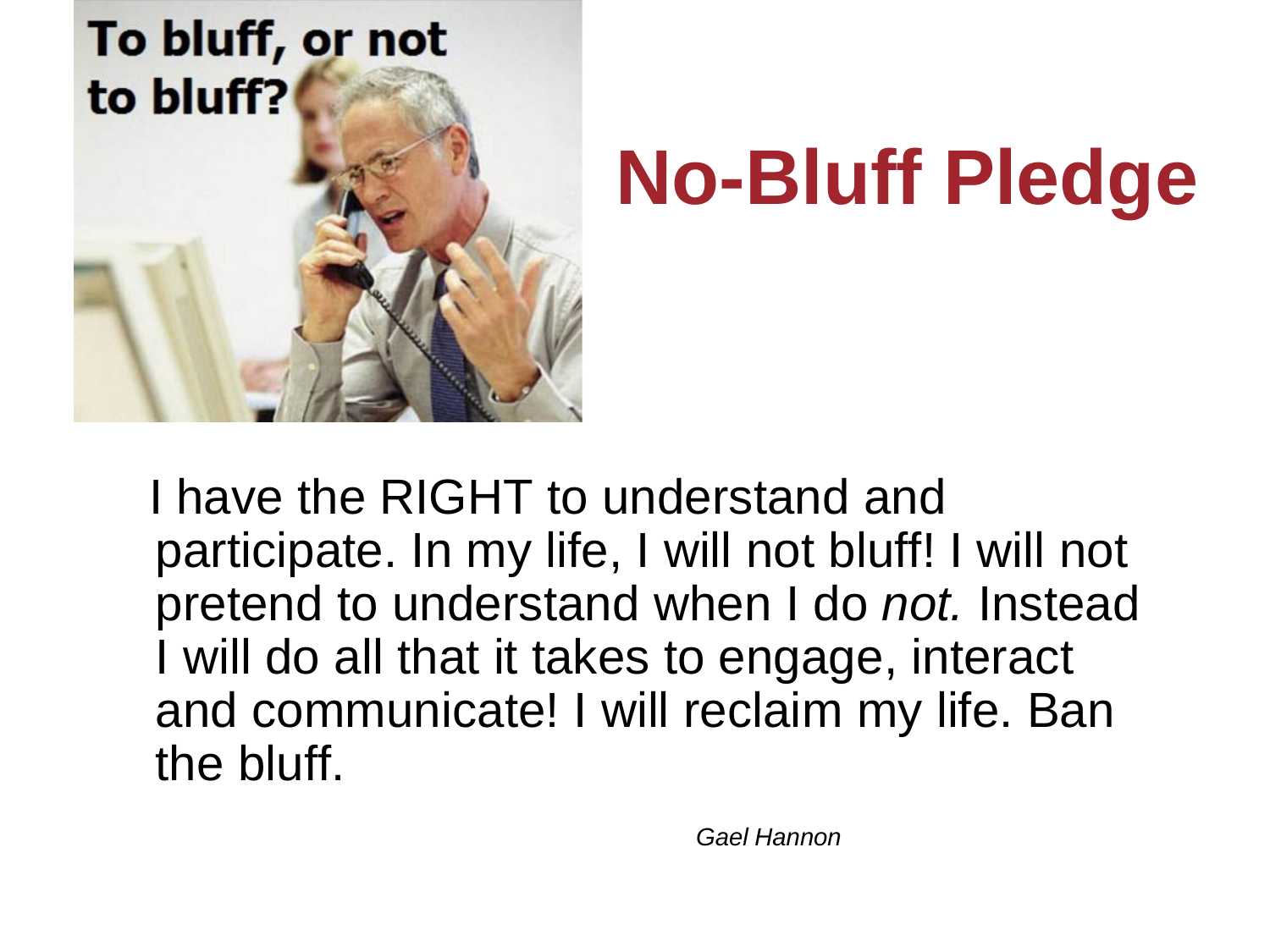To bluff, or not to bluff?

# No-Bluff Pledge

I have the RIGHT to understand and participate. In my life, I will not bluff! I will not pretend to understand when I do *not.* Instead I will do all that it takes to engage, interact and communicate! I will reclaim my life. Ban the bluff.

*Gael Hannon*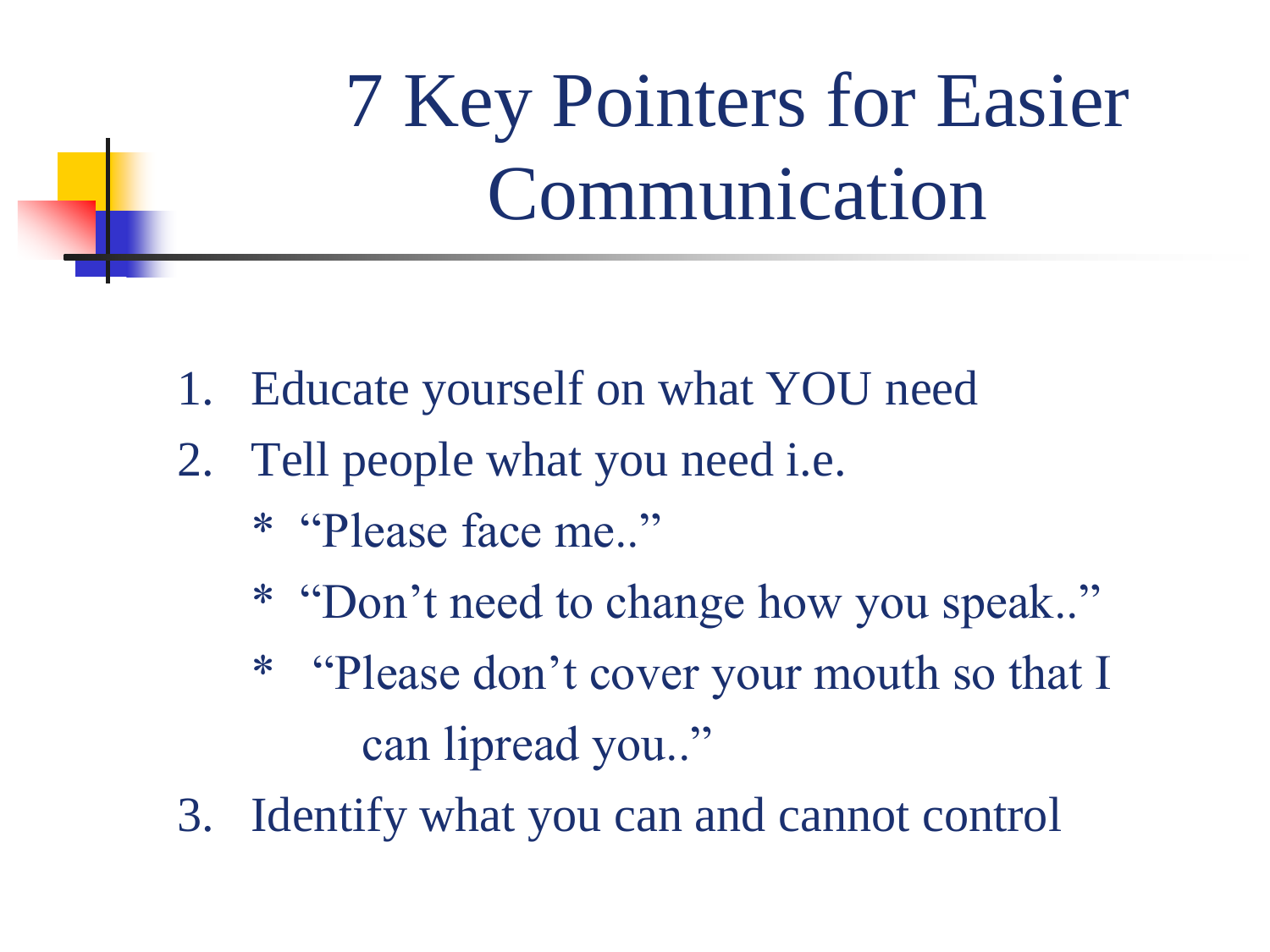# 7 Key Pointers for Easier Communication

1. Educate yourself on what YOU need
2. Tell people what you need i.e.
   * "Please face me.."
   * "Don't need to change how you speak.."
   * "Please don't cover your mouth so that I can lipread you.."
3. Identify what you can and cannot control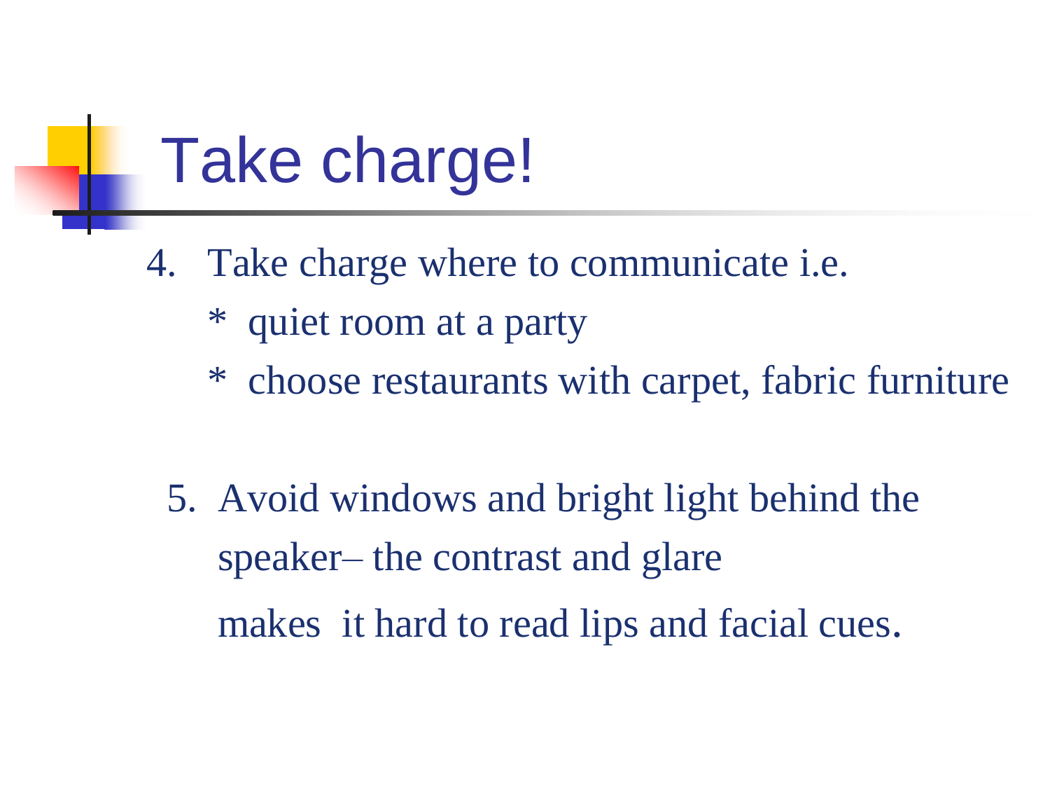# Take charge!

4. Take charge where to communicate i.e.
   * quiet room at a party
   * choose restaurants with carpet, fabric furniture

5. Avoid windows and bright light behind the speaker– the contrast and glare makes it hard to read lips and facial cues.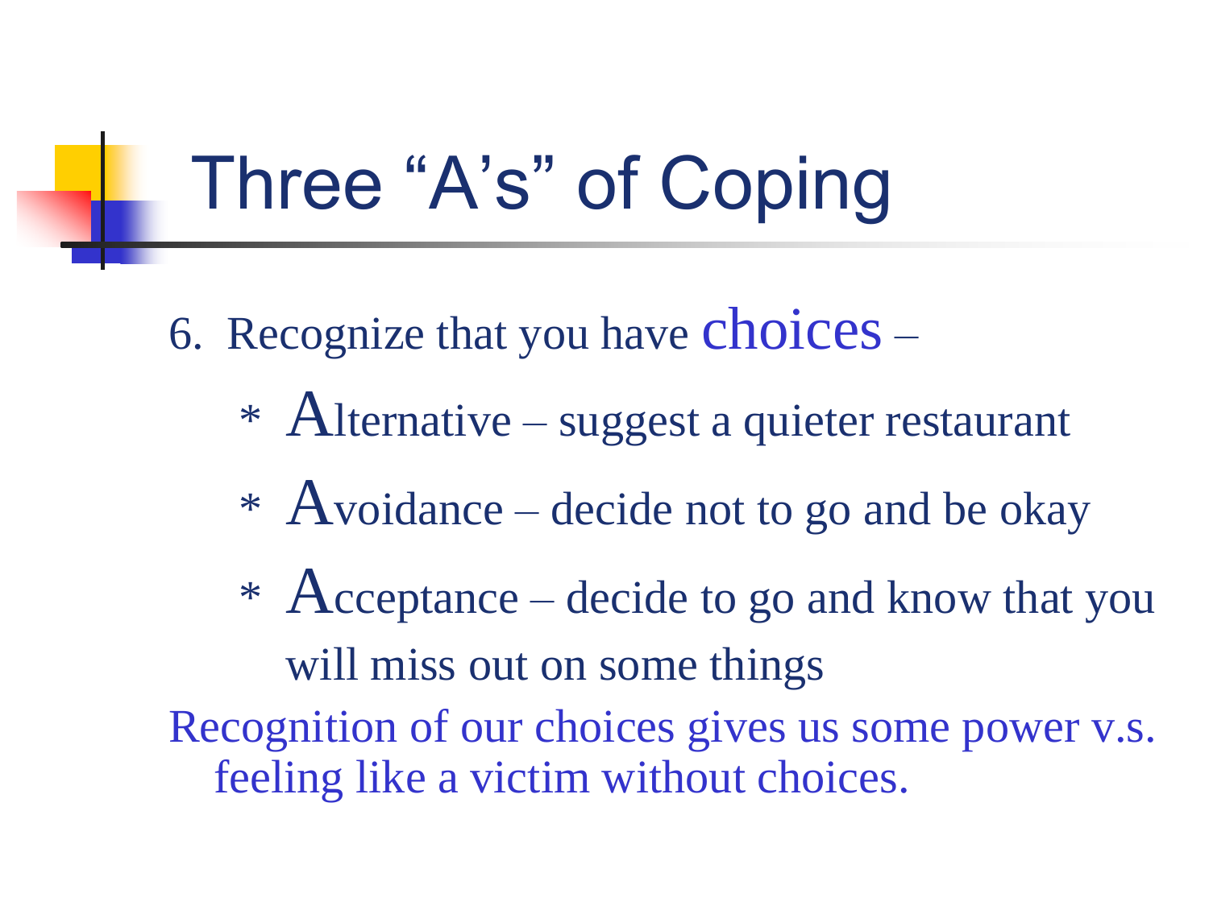# Three "A's" of Coping

6. Recognize that you have choices –
   - * Alternative – suggest a quieter restaurant
   - * Avoidance – decide not to go and be okay
   - * Acceptance – decide to go and know that you will miss out on some things

Recognition of our choices gives us some power v.s. feeling like a victim without choices.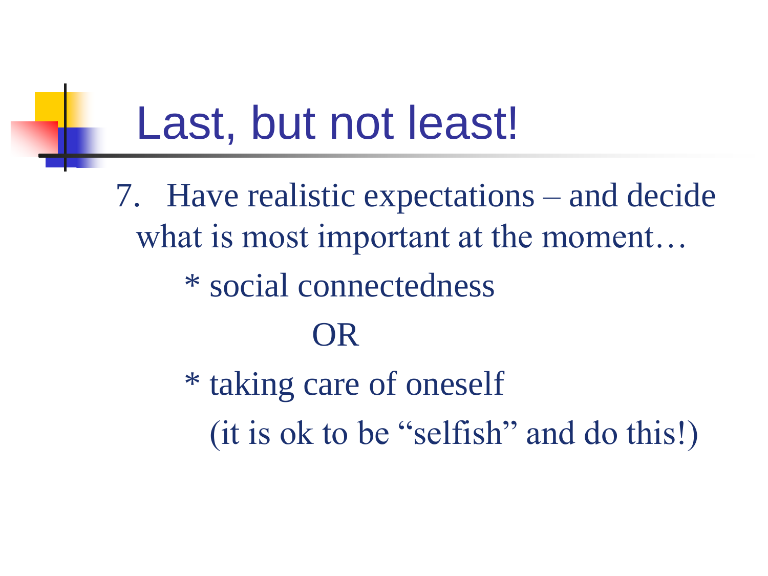# Last, but not least!

7. Have realistic expectations – and decide what is most important at the moment…

   * social connectedness

   OR

   * taking care of oneself

     (it is ok to be "selfish" and do this!)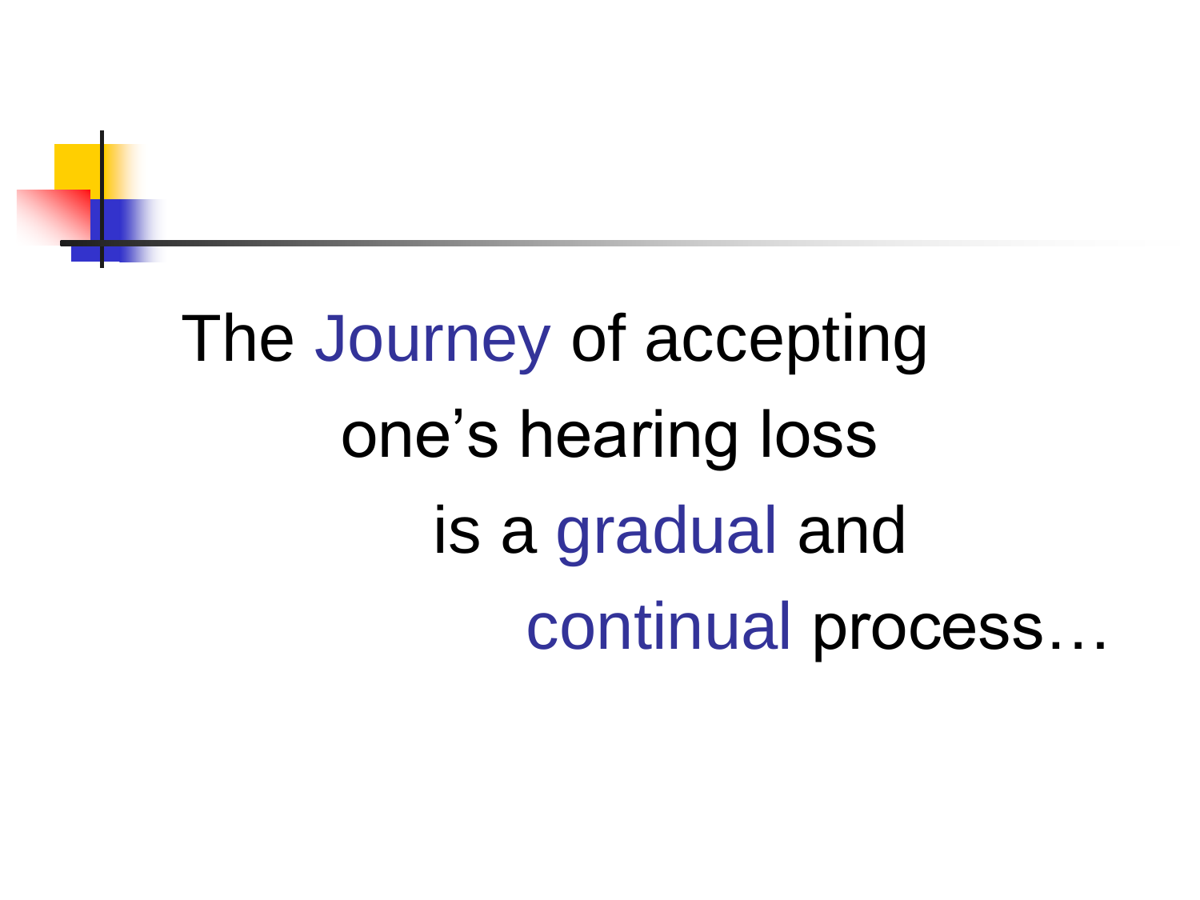The Journey of accepting one's hearing loss is a gradual and continual process…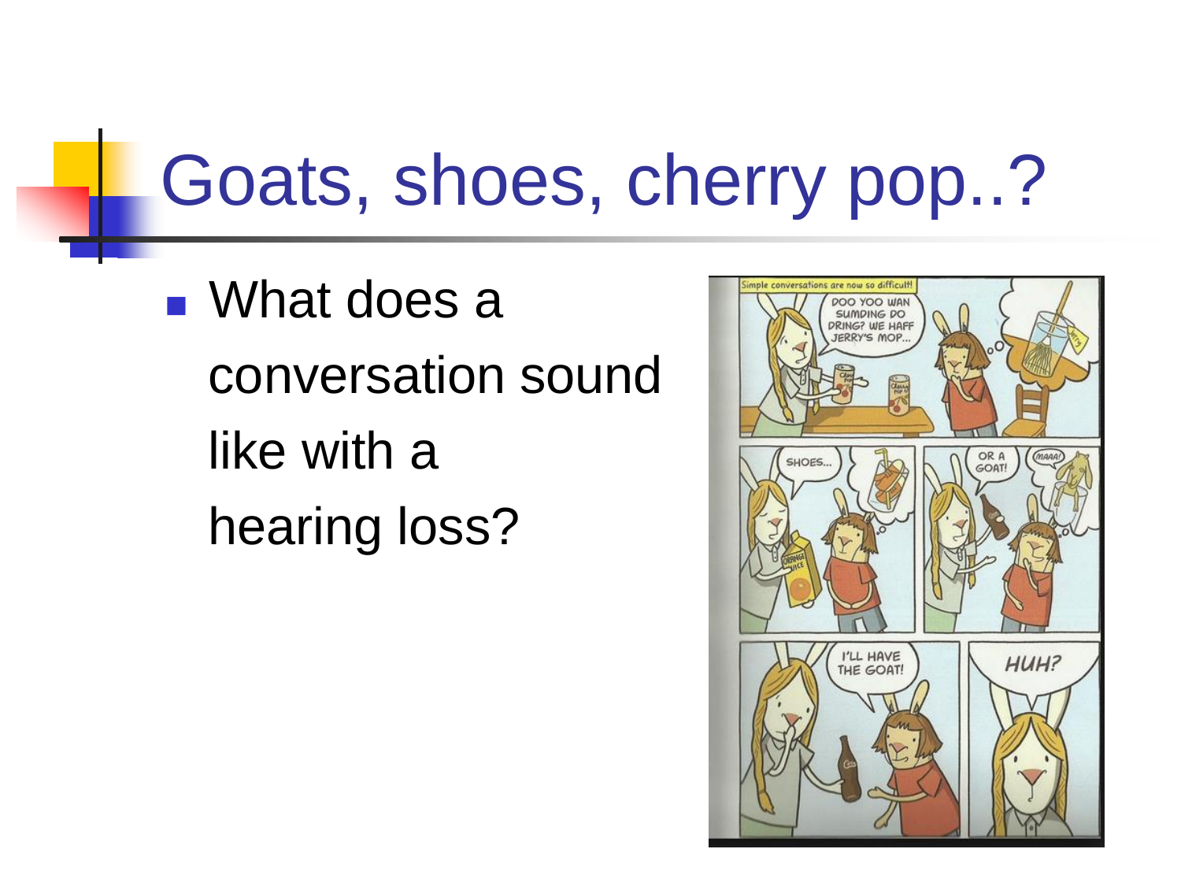# Goats, shoes, cherry pop..?

- What does a conversation sound like with a hearing loss?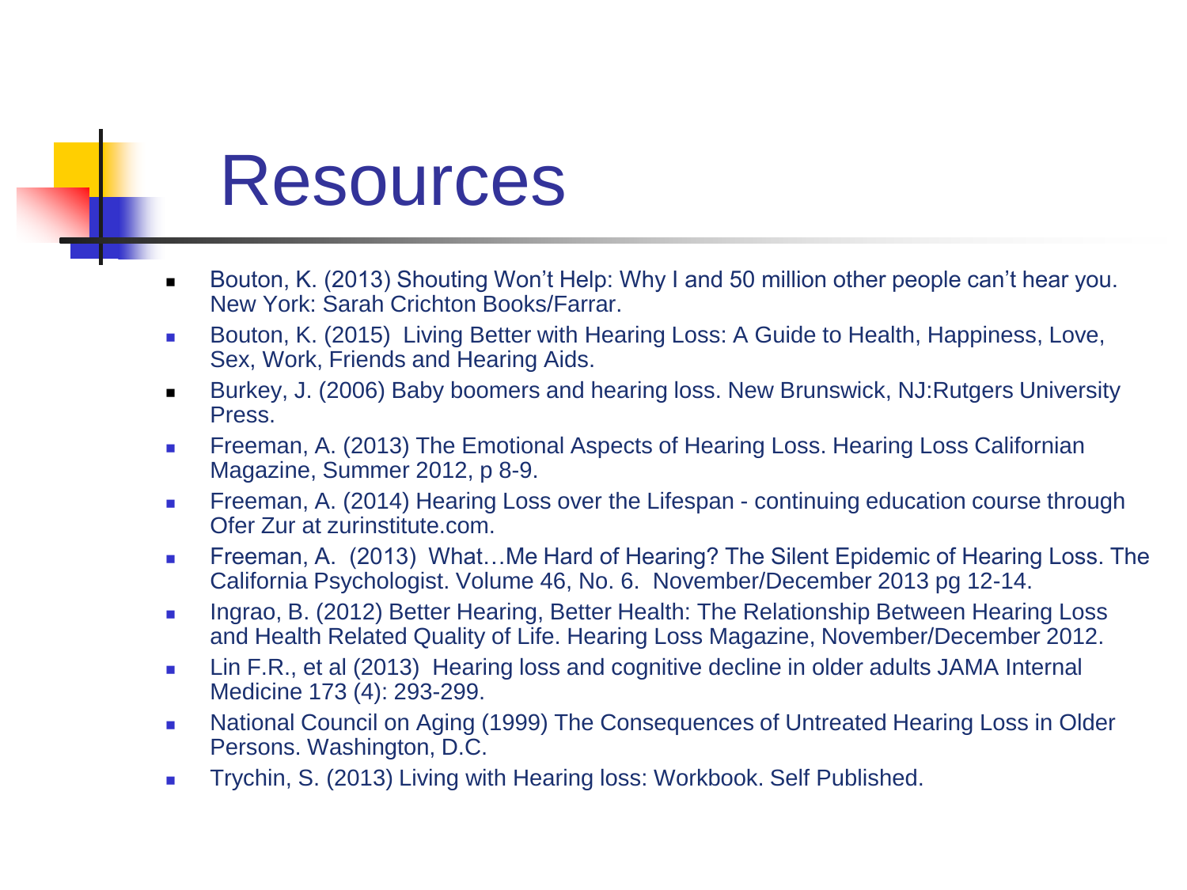# Resources

- Bouton, K. (2013) Shouting Won't Help: Why I and 50 million other people can't hear you. New York: Sarah Crichton Books/Farrar.
- Bouton, K. (2015) Living Better with Hearing Loss: A Guide to Health, Happiness, Love, Sex, Work, Friends and Hearing Aids.
- Burkey, J. (2006) Baby boomers and hearing loss. New Brunswick, NJ:Rutgers University Press.
- Freeman, A. (2013) The Emotional Aspects of Hearing Loss. Hearing Loss Californian Magazine, Summer 2012, p 8-9.
- Freeman, A. (2014) Hearing Loss over the Lifespan - continuing education course through Ofer Zur at zurinstitute.com.
- Freeman, A. (2013) What…Me Hard of Hearing? The Silent Epidemic of Hearing Loss. The California Psychologist. Volume 46, No. 6. November/December 2013 pg 12-14.
- Ingrao, B. (2012) Better Hearing, Better Health: The Relationship Between Hearing Loss and Health Related Quality of Life. Hearing Loss Magazine, November/December 2012.
- Lin F.R., et al (2013) Hearing loss and cognitive decline in older adults JAMA Internal Medicine 173 (4): 293-299.
- National Council on Aging (1999) The Consequences of Untreated Hearing Loss in Older Persons. Washington, D.C.
- Trychin, S. (2013) Living with Hearing loss: Workbook. Self Published.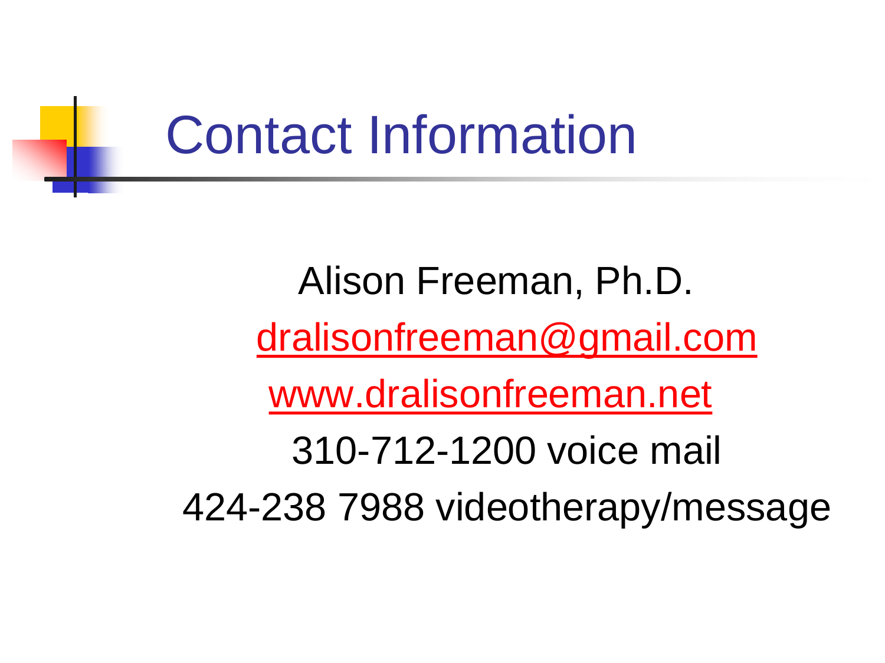# Contact Information

Alison Freeman, Ph.D.

dralisonfreeman@gmail.com

www.dralisonfreeman.net

310-712-1200 voice mail

424-238 7988 videotherapy/message